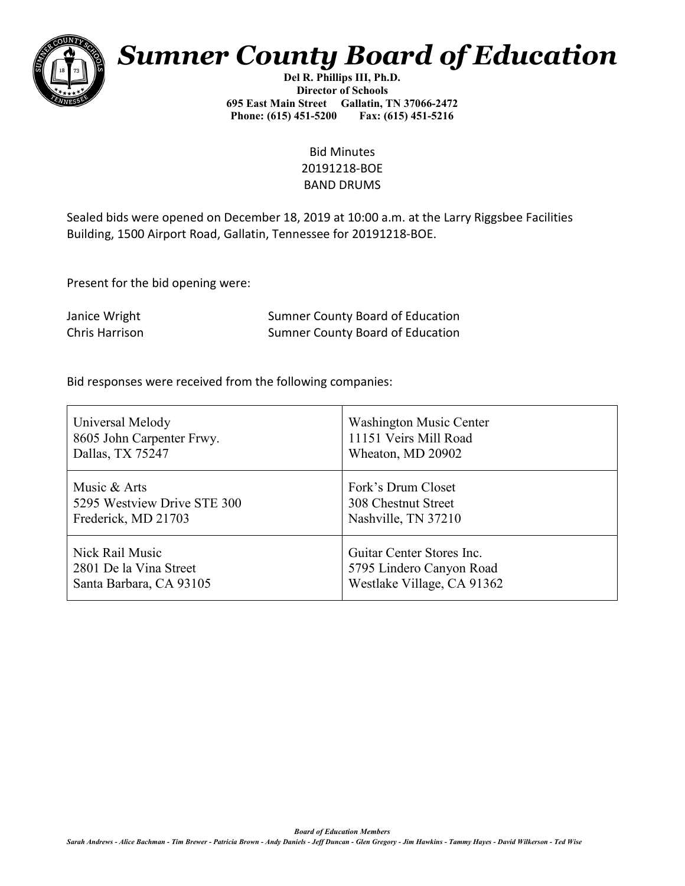# Sumner County Board of Education

**Del R. Phillips III, Ph.D.**
**Director of Schools**
**695 East Main Street Gallatin, TN 37066-2472**
**Phone: (615) 451-5200 Fax: (615) 451-5216**

Bid Minutes
20191218-BOE
BAND DRUMS

Sealed bids were opened on December 18, 2019 at 10:00 a.m. at the Larry Riggsbee Facilities Building, 1500 Airport Road, Gallatin, Tennessee for 20191218-BOE.

Present for the bid opening were:

| | |
|---|---|
| Janice Wright | Sumner County Board of Education |
| Chris Harrison | Sumner County Board of Education |

Bid responses were received from the following companies:

| | |
|---|---|
| Universal Melody<br>8605 John Carpenter Frwy.<br>Dallas, TX 75247 | Washington Music Center<br>11151 Veirs Mill Road<br>Wheaton, MD 20902 |
| Music & Arts<br>5295 Westview Drive STE 300<br>Frederick, MD 21703 | Fork's Drum Closet<br>308 Chestnut Street<br>Nashville, TN 37210 |
| Nick Rail Music<br>2801 De la Vina Street<br>Santa Barbara, CA 93105 | Guitar Center Stores Inc.<br>5795 Lindero Canyon Road<br>Westlake Village, CA 91362 |

***Board of Education Members***

***Sarah Andrews - Alice Bachman - Tim Brewer - Patricia Brown - Andy Daniels - Jeff Duncan - Glen Gregory - Jim Hawkins - Tammy Hayes - David Wilkerson - Ted Wise***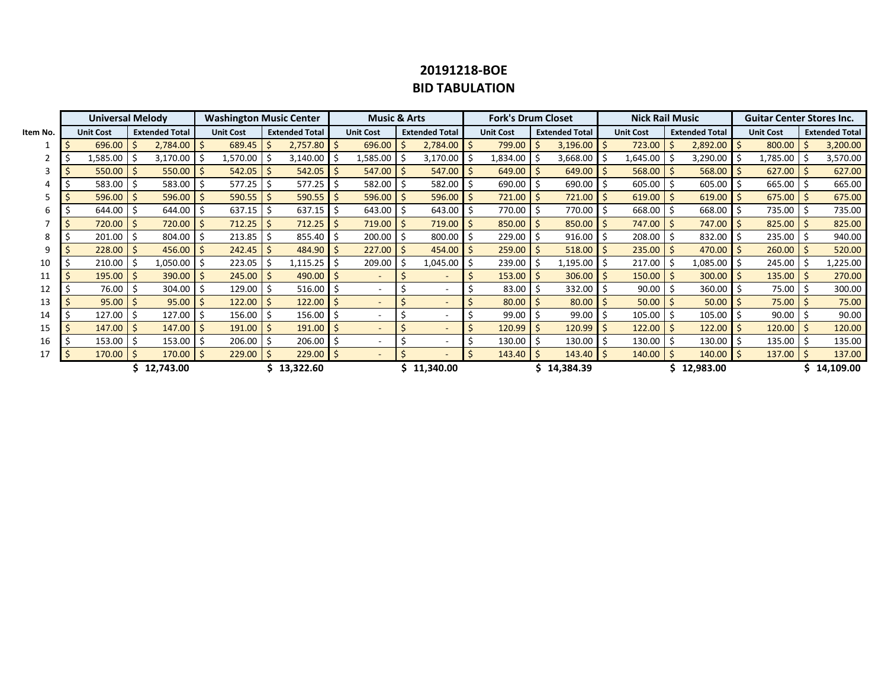## 20191218-BOE
## BID TABULATION

| Item No. | Universal Melody | | Washington Music Center | | Music & Arts | | Fork's Drum Closet | | Nick Rail Music | | Guitar Center Stores Inc. | |
|---|---|---|---|---|---|---|---|---|---|---|---|---|
| | Unit Cost | Extended Total | Unit Cost | Extended Total | Unit Cost | Extended Total | Unit Cost | Extended Total | Unit Cost | Extended Total | Unit Cost | Extended Total |
| 1 | $ 696.00 | $ 2,784.00 | $ 689.45 | $ 2,757.80 | $ 696.00 | $ 2,784.00 | $ 799.00 | $ 3,196.00 | $ 723.00 | $ 2,892.00 | $ 800.00 | $ 3,200.00 |
| 2 | $ 1,585.00 | $ 3,170.00 | $ 1,570.00 | $ 3,140.00 | $ 1,585.00 | $ 3,170.00 | $ 1,834.00 | $ 3,668.00 | $ 1,645.00 | $ 3,290.00 | $ 1,785.00 | $ 3,570.00 |
| 3 | $ 550.00 | $ 550.00 | $ 542.05 | $ 542.05 | $ 547.00 | $ 547.00 | $ 649.00 | $ 649.00 | $ 568.00 | $ 568.00 | $ 627.00 | $ 627.00 |
| 4 | $ 583.00 | $ 583.00 | $ 577.25 | $ 577.25 | $ 582.00 | $ 582.00 | $ 690.00 | $ 690.00 | $ 605.00 | $ 605.00 | $ 665.00 | $ 665.00 |
| 5 | $ 596.00 | $ 596.00 | $ 590.55 | $ 590.55 | $ 596.00 | $ 596.00 | $ 721.00 | $ 721.00 | $ 619.00 | $ 619.00 | $ 675.00 | $ 675.00 |
| 6 | $ 644.00 | $ 644.00 | $ 637.15 | $ 637.15 | $ 643.00 | $ 643.00 | $ 770.00 | $ 770.00 | $ 668.00 | $ 668.00 | $ 735.00 | $ 735.00 |
| 7 | $ 720.00 | $ 720.00 | $ 712.25 | $ 712.25 | $ 719.00 | $ 719.00 | $ 850.00 | $ 850.00 | $ 747.00 | $ 747.00 | $ 825.00 | $ 825.00 |
| 8 | $ 201.00 | $ 804.00 | $ 213.85 | $ 855.40 | $ 200.00 | $ 800.00 | $ 229.00 | $ 916.00 | $ 208.00 | $ 832.00 | $ 235.00 | $ 940.00 |
| 9 | $ 228.00 | $ 456.00 | $ 242.45 | $ 484.90 | $ 227.00 | $ 454.00 | $ 259.00 | $ 518.00 | $ 235.00 | $ 470.00 | $ 260.00 | $ 520.00 |
| 10 | $ 210.00 | $ 1,050.00 | $ 223.05 | $ 1,115.25 | $ 209.00 | $ 1,045.00 | $ 239.00 | $ 1,195.00 | $ 217.00 | $ 1,085.00 | $ 245.00 | $ 1,225.00 |
| 11 | $ 195.00 | $ 390.00 | $ 245.00 | $ 490.00 | $ - | $ - | $ 153.00 | $ 306.00 | $ 150.00 | $ 300.00 | $ 135.00 | $ 270.00 |
| 12 | $ 76.00 | $ 304.00 | $ 129.00 | $ 516.00 | $ - | $ - | $ 83.00 | $ 332.00 | $ 90.00 | $ 360.00 | $ 75.00 | $ 300.00 |
| 13 | $ 95.00 | $ 95.00 | $ 122.00 | $ 122.00 | $ - | $ - | $ 80.00 | $ 80.00 | $ 50.00 | $ 50.00 | $ 75.00 | $ 75.00 |
| 14 | $ 127.00 | $ 127.00 | $ 156.00 | $ 156.00 | $ - | $ - | $ 99.00 | $ 99.00 | $ 105.00 | $ 105.00 | $ 90.00 | $ 90.00 |
| 15 | $ 147.00 | $ 147.00 | $ 191.00 | $ 191.00 | $ - | $ - | $ 120.99 | $ 120.99 | $ 122.00 | $ 122.00 | $ 120.00 | $ 120.00 |
| 16 | $ 153.00 | $ 153.00 | $ 206.00 | $ 206.00 | $ - | $ - | $ 130.00 | $ 130.00 | $ 130.00 | $ 130.00 | $ 135.00 | $ 135.00 |
| 17 | $ 170.00 | $ 170.00 | $ 229.00 | $ 229.00 | $ - | $ - | $ 143.40 | $ 143.40 | $ 140.00 | $ 140.00 | $ 137.00 | $ 137.00 |
| | | **$ 12,743.00** | | **$ 13,322.60** | | **$ 11,340.00** | | **$ 14,384.39** | | **$ 12,983.00** | | **$ 14,109.00** |